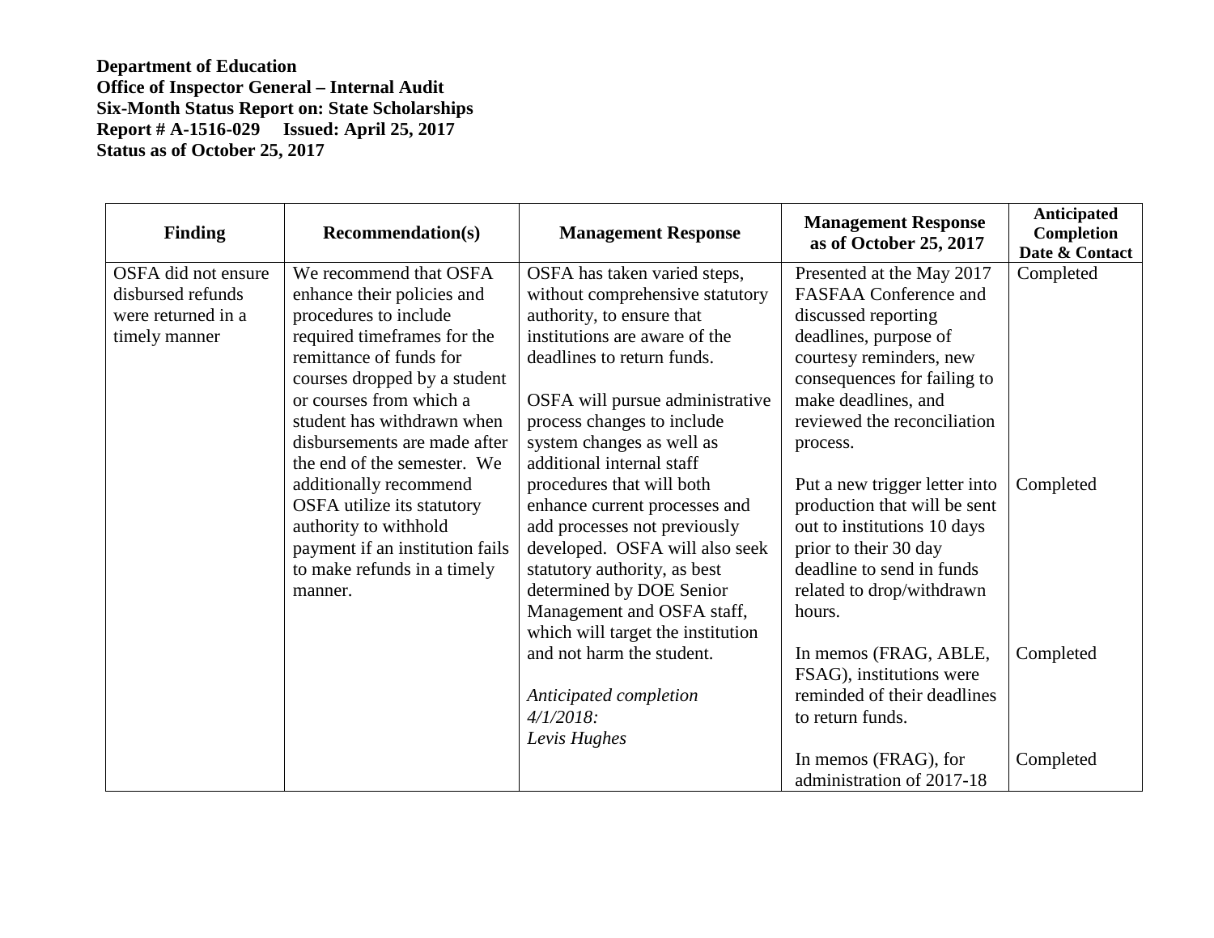**Department of Education**
**Office of Inspector General – Internal Audit**
**Six-Month Status Report on: State Scholarships**
**Report # A-1516-029 Issued: April 25, 2017**
**Status as of October 25, 2017**

| Finding | Recommendation(s) | Management Response | Management Response as of October 25, 2017 | Anticipated Completion Date & Contact |
|---|---|---|---|---|
| OSFA did not ensure disbursed refunds were returned in a timely manner | We recommend that OSFA enhance their policies and procedures to include required timeframes for the remittance of funds for courses dropped by a student or courses from which a student has withdrawn when disbursements are made after the end of the semester. We additionally recommend OSFA utilize its statutory authority to withhold payment if an institution fails to make refunds in a timely manner. | OSFA has taken varied steps, without comprehensive statutory authority, to ensure that institutions are aware of the deadlines to return funds.<br><br>OSFA will pursue administrative process changes to include system changes as well as additional internal staff procedures that will both enhance current processes and add processes not previously developed. OSFA will also seek statutory authority, as best determined by DOE Senior Management and OSFA staff, which will target the institution and not harm the student.<br><br>*Anticipated completion 4/1/2018: Levis Hughes* | Presented at the May 2017 FASFAA Conference and discussed reporting deadlines, purpose of courtesy reminders, new consequences for failing to make deadlines, and reviewed the reconciliation process.<br><br>Put a new trigger letter into production that will be sent out to institutions 10 days prior to their 30 day deadline to send in funds related to drop/withdrawn hours.<br><br>In memos (FRAG, ABLE, FSAG), institutions were reminded of their deadlines to return funds.<br><br>In memos (FRAG), for administration of 2017-18 | Completed<br><br>Completed<br><br>Completed<br><br>Completed |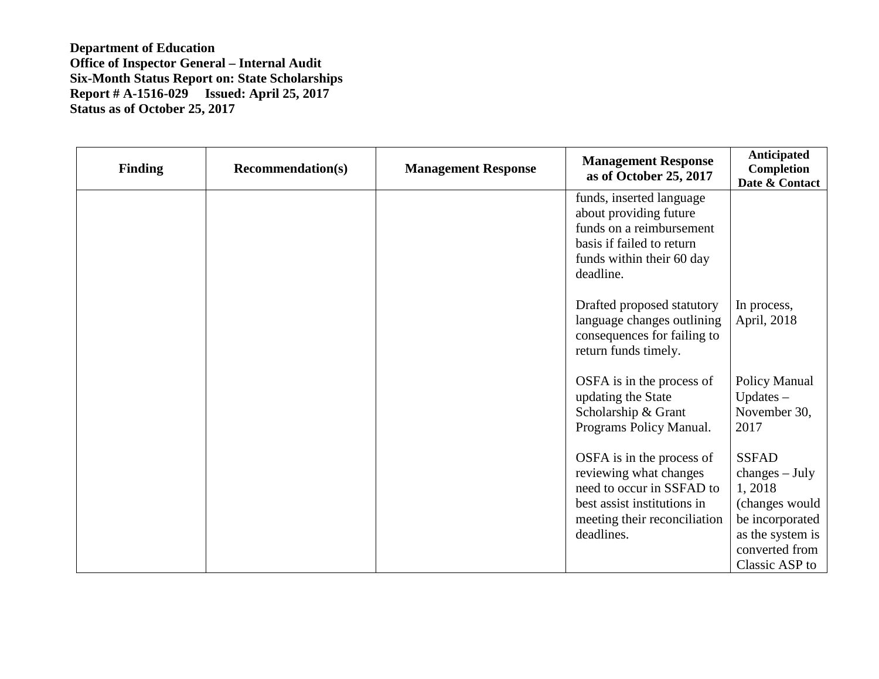**Department of Education**
**Office of Inspector General – Internal Audit**
**Six-Month Status Report on: State Scholarships**
**Report # A-1516-029 Issued: April 25, 2017**
**Status as of October 25, 2017**

| Finding | Recommendation(s) | Management Response | Management Response as of October 25, 2017 | Anticipated Completion Date & Contact |
|---|---|---|---|---|
| | | | funds, inserted language about providing future funds on a reimbursement basis if failed to return funds within their 60 day deadline. | |
| | | | Drafted proposed statutory language changes outlining consequences for failing to return funds timely. | In process, April, 2018 |
| | | | OSFA is in the process of updating the State Scholarship & Grant Programs Policy Manual. | Policy Manual Updates – November 30, 2017 |
| | | | OSFA is in the process of reviewing what changes need to occur in SSFAD to best assist institutions in meeting their reconciliation deadlines. | SSFAD changes – July 1, 2018 (changes would be incorporated as the system is converted from Classic ASP to |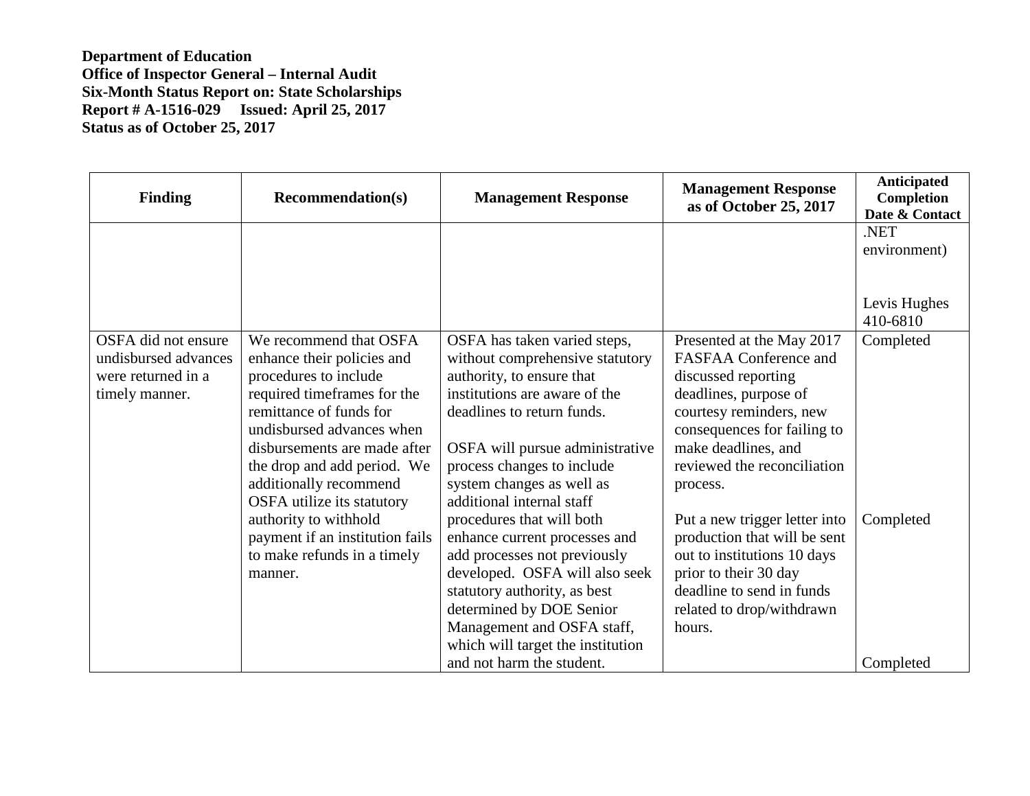**Department of Education**
**Office of Inspector General – Internal Audit**
**Six-Month Status Report on: State Scholarships**
**Report # A-1516-029 Issued: April 25, 2017**
**Status as of October 25, 2017**

| Finding | Recommendation(s) | Management Response | Management Response as of October 25, 2017 | Anticipated Completion Date & Contact |
|---|---|---|---|---|
| | | | | .NET environment)<br><br>Levis Hughes 410-6810 |
| OSFA did not ensure undisbursed advances were returned in a timely manner. | We recommend that OSFA enhance their policies and procedures to include required timeframes for the remittance of funds for undisbursed advances when disbursements are made after the drop and add period. We additionally recommend OSFA utilize its statutory authority to withhold payment if an institution fails to make refunds in a timely manner. | OSFA has taken varied steps, without comprehensive statutory authority, to ensure that institutions are aware of the deadlines to return funds.<br><br>OSFA will pursue administrative process changes to include system changes as well as additional internal staff procedures that will both enhance current processes and add processes not previously developed. OSFA will also seek statutory authority, as best determined by DOE Senior Management and OSFA staff, which will target the institution and not harm the student. | Presented at the May 2017 FASFAA Conference and discussed reporting deadlines, purpose of courtesy reminders, new consequences for failing to make deadlines, and reviewed the reconciliation process.<br><br>Put a new trigger letter into production that will be sent out to institutions 10 days prior to their 30 day deadline to send in funds related to drop/withdrawn hours. | Completed<br><br>Completed<br><br>Completed |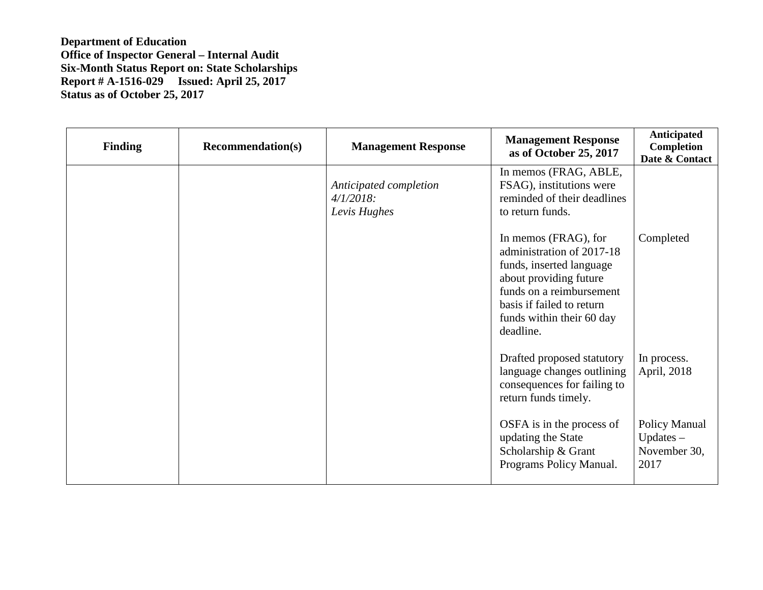**Department of Education**
**Office of Inspector General – Internal Audit**
**Six-Month Status Report on: State Scholarships**
**Report # A-1516-029 Issued: April 25, 2017**
**Status as of October 25, 2017**

| Finding | Recommendation(s) | Management Response | Management Response as of October 25, 2017 | Anticipated Completion Date & Contact |
|---|---|---|---|---|
| | | *Anticipated completion 4/1/2018: Levis Hughes* | In memos (FRAG, ABLE, FSAG), institutions were reminded of their deadlines to return funds. | |
| | | | In memos (FRAG), for administration of 2017-18 funds, inserted language about providing future funds on a reimbursement basis if failed to return funds within their 60 day deadline. | Completed |
| | | | Drafted proposed statutory language changes outlining consequences for failing to return funds timely. | In process. April, 2018 |
| | | | OSFA is in the process of updating the State Scholarship & Grant Programs Policy Manual. | Policy Manual Updates – November 30, 2017 |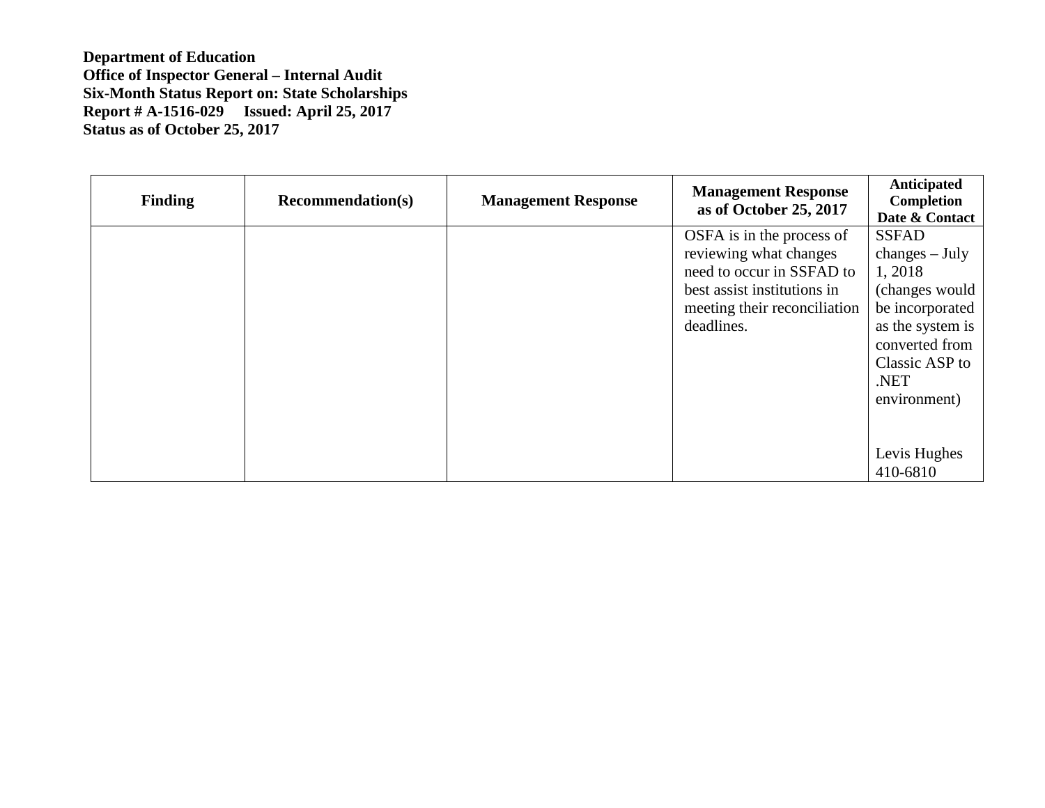**Department of Education**
**Office of Inspector General – Internal Audit**
**Six-Month Status Report on: State Scholarships**
**Report # A-1516-029 Issued: April 25, 2017**
**Status as of October 25, 2017**

| Finding | Recommendation(s) | Management Response | Management Response as of October 25, 2017 | Anticipated Completion Date & Contact |
|---|---|---|---|---|
| | | | OSFA is in the process of reviewing what changes need to occur in SSFAD to best assist institutions in meeting their reconciliation deadlines. | SSFAD changes – July 1, 2018 (changes would be incorporated as the system is converted from Classic ASP to .NET environment)<br><br>Levis Hughes 410-6810 |